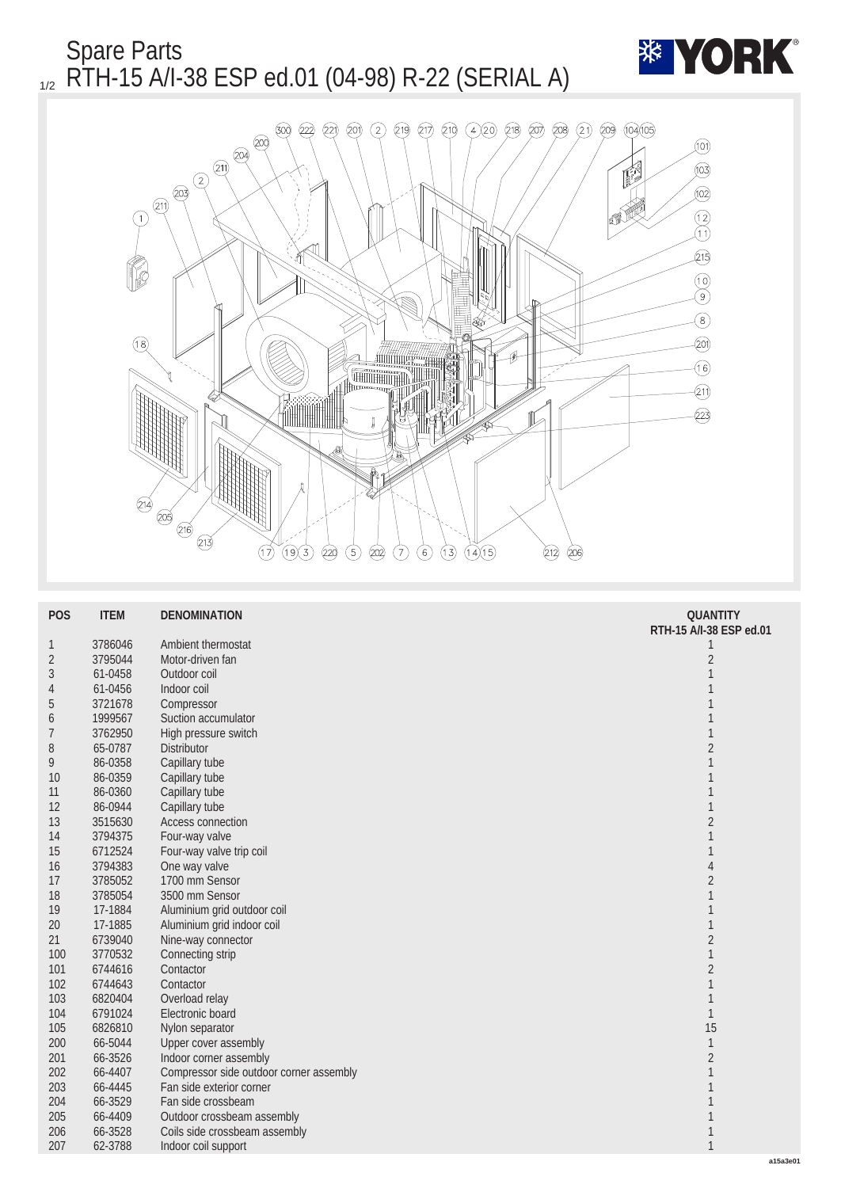# Spare Parts

## RTH-15 A/I-38 ESP ed.01 (04-98) R-22 (SERIAL A)

| POS | ITEM | DENOMINATION | QUANTITY RTH-15 A/I-38 ESP ed.01 |
|---|---|---|---|
| 1 | 3786046 | Ambient thermostat | 1 |
| 2 | 3795044 | Motor-driven fan | 2 |
| 3 | 61-0458 | Outdoor coil | 1 |
| 4 | 61-0456 | Indoor coil | 1 |
| 5 | 3721678 | Compressor | 1 |
| 6 | 1999567 | Suction accumulator | 1 |
| 7 | 3762950 | High pressure switch | 1 |
| 8 | 65-0787 | Distributor | 2 |
| 9 | 86-0358 | Capillary tube | 1 |
| 10 | 86-0359 | Capillary tube | 1 |
| 11 | 86-0360 | Capillary tube | 1 |
| 12 | 86-0944 | Capillary tube | 1 |
| 13 | 3515630 | Access connection | 2 |
| 14 | 3794375 | Four-way valve | 1 |
| 15 | 6712524 | Four-way valve trip coil | 1 |
| 16 | 3794383 | One way valve | 4 |
| 17 | 3785052 | 1700 mm Sensor | 2 |
| 18 | 3785054 | 3500 mm Sensor | 1 |
| 19 | 17-1884 | Aluminium grid outdoor coil | 1 |
| 20 | 17-1885 | Aluminium grid indoor coil | 1 |
| 21 | 6739040 | Nine-way connector | 2 |
| 100 | 3770532 | Connecting strip | 1 |
| 101 | 6744616 | Contactor | 2 |
| 102 | 6744643 | Contactor | 1 |
| 103 | 6820404 | Overload relay | 1 |
| 104 | 6791024 | Electronic board | 1 |
| 105 | 6826810 | Nylon separator | 15 |
| 200 | 66-5044 | Upper cover assembly | 1 |
| 201 | 66-3526 | Indoor corner assembly | 2 |
| 202 | 66-4407 | Compressor side outdoor corner assembly | 1 |
| 203 | 66-4445 | Fan side exterior corner | 1 |
| 204 | 66-3529 | Fan side crossbeam | 1 |
| 205 | 66-4409 | Outdoor crossbeam assembly | 1 |
| 206 | 66-3528 | Coils side crossbeam assembly | 1 |
| 207 | 62-3788 | Indoor coil support | 1 |

a15a3e01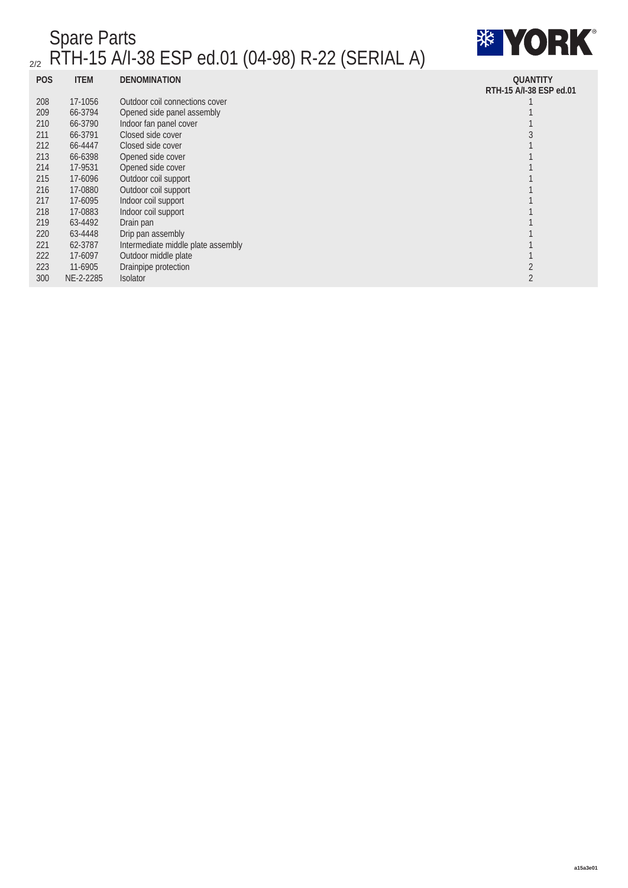# Spare Parts

## RTH-15 A/I-38 ESP ed.01 (04-98) R-22 (SERIAL A)

| POS | ITEM | DENOMINATION | QUANTITY RTH-15 A/I-38 ESP ed.01 |
|---|---|---|---|
| 208 | 17-1056 | Outdoor coil connections cover | 1 |
| 209 | 66-3794 | Opened side panel assembly | 1 |
| 210 | 66-3790 | Indoor fan panel cover | 1 |
| 211 | 66-3791 | Closed side cover | 3 |
| 212 | 66-4447 | Closed side cover | 1 |
| 213 | 66-6398 | Opened side cover | 1 |
| 214 | 17-9531 | Opened side cover | 1 |
| 215 | 17-6096 | Outdoor coil support | 1 |
| 216 | 17-0880 | Outdoor coil support | 1 |
| 217 | 17-6095 | Indoor coil support | 1 |
| 218 | 17-0883 | Indoor coil support | 1 |
| 219 | 63-4492 | Drain pan | 1 |
| 220 | 63-4448 | Drip pan assembly | 1 |
| 221 | 62-3787 | Intermediate middle plate assembly | 1 |
| 222 | 17-6097 | Outdoor middle plate | 1 |
| 223 | 11-6905 | Drainpipe protection | 2 |
| 300 | NE-2-2285 | Isolator | 2 |

a15a3e01